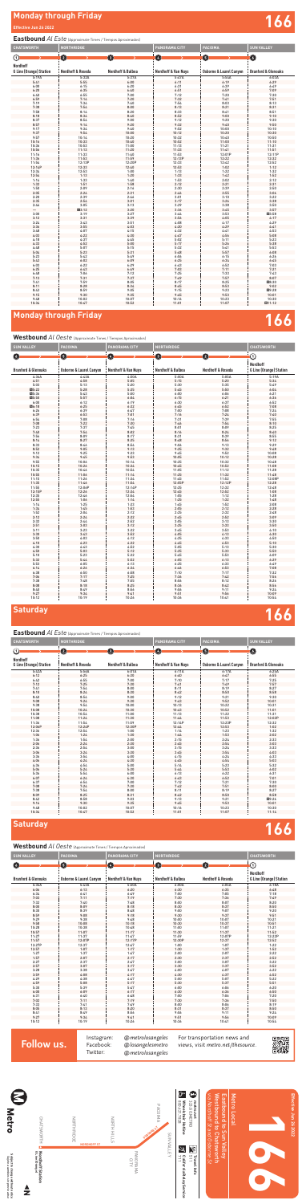# Monday through Friday

**Effective Jun 26 2022**

# 166

## Eastbound *Al Este* (Approximate Times / Tiempos Aproximados)

| CHATSWORTH | NORTHRIDGE | | PANORAMA CITY | PACOIMA | SUN VALLEY |
|---|---|---|---|---|---|
| 1 | 2 | 3 | 4 | 5 | 6 |
| Nordhoff G Line (Orange) Station | Nordhoff & Reseda | Nordhoff & Balboa | Nordhoff & Van Nuys | Osborne & Laurel Canyon | Branford & Glenoaks |
| 4:55A | 5:22A | 5:25A | 5:41A | 5:49A | 6:00A |
| 5:41 | 5:55 | 6:00 | 6:11 | 6:19 | 6:29 |
| 6:08 | 6:15 | 6:20 | 6:31 | 6:39 | 6:49 |
| 6:28 | 6:35 | 6:40 | 6:51 | 6:59 | 7:09 |
| 6:48 | 6:55 | 7:00 | 7:12 | 7:20 | 7:30 |
| 7:01 | 7:14 | 7:20 | 7:32 | 7:41 | 7:51 |
| 7:19 | 7:34 | 7:40 | 7:54 | 8:03 | 8:13 |
| 7:38 | 7:54 | 8:00 | 8:13 | 8:22 | 8:32 |
| 7:58 | 8:14 | 8:20 | 8:33 | 8:41 | 8:51 |
| 8:18 | 8:34 | 8:40 | 8:52 | 9:00 | 9:10 |
| 8:37 | 8:54 | 9:00 | 9:12 | 9:20 | 9:30 |
| 8:57 | 9:14 | 9:20 | 9:32 | 9:40 | 9:50 |
| 9:17 | 9:34 | 9:40 | 9:52 | 10:00 | 10:10 |
| 9:37 | 9:54 | 10:00 | 10:12 | 10:20 | 10:30 |
| 9:57 | 10:14 | 10:20 | 10:32 | 10:40 | 10:50 |
| 10:16 | 10:33 | 10:40 | 10:52 | 11:00 | 11:10 |
| 10:36 | 10:53 | 11:00 | 11:12 | 11:21 | 11:31 |
| 10:56 | 11:13 | 11:20 | 11:32 | 11:41 | 11:51 |
| 11:16 | 11:33 | 11:40 | 11:52 | 12:01P | 12:11P |
| 11:36 | 11:53 | 11:59 | 12:12P | 12:22 | 12:32 |
| 11:56 | 12:13P | 12:20P | 12:32 | 12:42 | 12:52 |
| 12:16P | 12:33 | 12:40 | 12:52 | 1:02 | 1:12 |
| 12:36 | 12:53 | 1:00 | 1:13 | 1:22 | 1:32 |
| 12:56 | 1:13 | 1:20 | 1:33 | 1:42 | 1:52 |
| 1:16 | 1:33 | 1:40 | 1:53 | 2:02 | 2:12 |
| 1:32 | 1:51 | 1:58 | 2:12 | 2:21 | 2:31 |
| 1:50 | 2:09 | 2:16 | 2:30 | 2:39 | 2:50 |
| 2:05 | 2:24 | 2:31 | 2:46 | 2:55 | 3:06 |
| 2:20 | 2:39 | 2:46 | 3:01 | 3:10 | 3:22 |
| 2:35 | 2:54 | 3:01 | 3:17 | 3:26 | 3:38 |
| 2:46 | 3:05 | 3:13 | 3:29 | 3:38 | 3:50 |
| — | A3:12 | 3:20 | 3:36 | 3:45 | 3:57 |
| 3:00 | 3:19 | 3:27 | 3:43 | 3:53 | A4:05 |
| 3:12 | 3:31 | 3:39 | 3:56 | 4:05 | 4:17 |
| 3:24 | 3:43 | 3:51 | 4:08 | 4:17 | 4:29 |
| 3:36 | 3:55 | 4:03 | 4:20 | 4:29 | 4:41 |
| 3:48 | 4:07 | 4:15 | 4:32 | 4:41 | 4:53 |
| 4:00 | 4:20 | 4:28 | 4:45 | 4:56 | 5:08 |
| 4:18 | 4:37 | 4:45 | 5:02 | 5:11 | 5:23 |
| 4:33 | 4:52 | 5:00 | 5:17 | 5:26 | 5:38 |
| 4:48 | 5:07 | 5:15 | 5:32 | 5:41 | 5:53 |
| 5:04 | 5:23 | 5:31 | 5:48 | 5:57 | 6:08 |
| 5:23 | 5:42 | 5:49 | 6:06 | 6:15 | 6:26 |
| 5:43 | 6:02 | 6:09 | 6:25 | 6:34 | 6:45 |
| 6:03 | 6:22 | 6:29 | 6:43 | 6:52 | 7:03 |
| 6:25 | 6:42 | 6:49 | 7:03 | 7:11 | 7:21 |
| 6:48 | 7:04 | 7:12 | 7:25 | 7:33 | 7:43 |
| 7:13 | 7:31 | 7:37 | 7:49 | 7:57 | 8:07 |
| 7:41 | 7:59 | 8:05 | 8:17 | 8:25 | A8:33 |
| 8:11 | 8:28 | 8:34 | 8:45 | 8:53 | 9:02 |
| 8:43 | 8:59 | 9:05 | 9:16 | 9:23 | A9:31 |
| 9:15 | 9:30 | 9:35 | 9:45 | 9:52 | 10:01 |
| 9:48 | 10:02 | 10:07 | 10:16 | 10:23 | 10:33 |
| 10:34 | 10:47 | 10:52 | 11:01 | 11:07 | A11:12 |

# Monday through Friday

# 166

## Westbound *Al Oeste* (Approximate Times / Tiempos Aproximados)

| SUN VALLEY | PACOIMA | PANORAMA CITY | NORTHRIDGE | | CHATSWORTH |
|---|---|---|---|---|---|
| 6 | 5 | 4 | 3 | 2 | 1 |
| Branford & Glenoaks | Osborne & Laurel Canyon | Nordhoff & Van Nuys | Nordhoff & Balboa | Nordhoff & Reseda | Nordhoff G Line (Orange) Station |
| 4:34A | 4:43A | 4:50A | 5:00A | 5:05A | 5:19A |
| 4:51 | 4:58 | 5:05 | 5:15 | 5:20 | 5:34 |
| 5:03 | 5:12 | 5:20 | 5:30 | 5:35 | 5:49 |
| A5:22 | 5:28 | 5:35 | 5:45 | 5:50 | 6:04 |
| A5:34 | 5:42 | 5:50 | 6:00 | 6:05 | 6:19 |
| A5:44 | 5:53 | 6:02 | 6:12 | 6:18 | 6:33 |
| 6:00 | 6:12 | 6:19 | 6:30 | 6:37 | 6:52 |
| A6:18 | 6:29 | 6:37 | 6:48 | 6:55 | 7:10 |
| 6:26 | 6:39 | 6:47 | 7:00 | 7:08 | 7:24 |
| 6:54 | 7:03 | 7:11 | 7:21 | 7:29 | 7:45 |
| 7:08 | 7:22 | 7:30 | 7:43 | 7:51 | 8:07 |
| 7:23 | 7:37 | 7:45 | 7:58 | 8:06 | 8:22 |
| 7:40 | 7:54 | 8:02 | 8:15 | 8:23 | 8:39 |
| 7:58 | 8:12 | 8:20 | 8:33 | 8:41 | 8:57 |
| 8:16 | 8:31 | 8:39 | 8:52 | 9:00 | 9:15 |
| 8:35 | 8:50 | 8:58 | 9:11 | 9:19 | 9:34 |
| 8:54 | 9:09 | 9:17 | 9:30 | 9:38 | 9:53 |
| 9:14 | 9:29 | 9:37 | 9:50 | 9:58 | 10:13 |
| 9:34 | 9:49 | 9:57 | 10:10 | 10:18 | 10:33 |
| 9:55 | 10:10 | 10:18 | 10:30 | 10:38 | 10:53 |
| 10:15 | 10:30 | 10:38 | 10:50 | 10:58 | 11:13 |
| 10:35 | 10:50 | 10:58 | 11:10 | 11:18 | 11:33 |
| 10:55 | 11:10 | 11:18 | 11:30 | 11:38 | 11:53 |
| 11:15 | 11:30 | 11:38 | 11:50 | 11:58 | 12:13P |
| 11:35 | 11:50 | 11:58 | 12:10P | 12:18P | 12:33 |
| 11:55 | 12:10P | 12:18P | 12:30 | 12:38 | 12:53 |
| 12:15P | 12:30 | 12:38 | 12:50 | 12:58 | 1:13 |
| 12:35 | 12:50 | 12:58 | 1:10 | 1:18 | 1:33 |
| 12:55 | 1:10 | 1:18 | 1:30 | 1:38 | 1:53 |
| 1:15 | 1:30 | 1:38 | 1:50 | 1:58 | 2:13 |
| 1:35 | 1:50 | 1:58 | 2:10 | 2:18 | 2:33 |
| 1:52 | 2:08 | 2:16 | 2:29 | 2:37 | 2:52 |
| 2:10 | 2:26 | 2:34 | 2:47 | 2:55 | 3:10 |
| 2:29 | 2:45 | 2:53 | 3:05 | 3:13 | 3:28 |
| 2:47 | 3:03 | 3:11 | 3:23 | 3:31 | 3:46 |
| 3:04 | 3:20 | 3:28 | 3:40 | 3:48 | 4:03 |
| 3:20 | 3:36 | 3:44 | 3:56 | 4:04 | 4:19 |
| 3:36 | 3:52 | 4:00 | 4:12 | 4:20 | 4:35 |
| 3:52 | 4:08 | 4:16 | 4:28 | 4:36 | 4:51 |
| 4:08 | 4:24 | 4:32 | 4:44 | 4:52 | 5:07 |
| 4:24 | 4:40 | 4:48 | 5:00 | 5:08 | 5:23 |
| 4:40 | 4:56 | 5:04 | 5:16 | 5:24 | 5:39 |
| 4:57 | 5:13 | 5:21 | 5:33 | 5:41 | 5:56 |
| 5:15 | 5:31 | 5:39 | 5:51 | 5:59 | 6:14 |
| 5:35 | 5:51 | 5:59 | 6:11 | 6:19 | 6:34 |
| 5:56 | 6:12 | 6:20 | 6:32 | 6:40 | 6:55 |
| 6:18 | 6:33 | 6:41 | 6:52 | 7:00 | 7:15 |
| 6:40 | 6:55 | 7:03 | 7:14 | 7:22 | 7:36 |
| 7:06 | 7:19 | 7:27 | 7:38 | 7:45 | 7:59 |
| 7:35 | 7:48 | 7:55 | 8:06 | 8:13 | 8:27 |
| 8:07 | 8:19 | 8:26 | 8:36 | 8:43 | 8:56 |
| 8:40 | 8:52 | 8:59 | 9:09 | 9:16 | 9:29 |
| 9:14 | 9:25 | 9:32 | 9:41 | 9:48 | 10:01 |
| 9:49 | 9:59 | 10:05 | 10:14 | 10:21 | 10:34 |
| 10:35 | 10:44 | 10:50 | 10:59 | 11:05 | 11:18 |

# Saturday

# 166

## Eastbound *Al Este* (Approximate Times / Tiempos Aproximados)

| CHATSWORTH | NORTHRIDGE | | PANORAMA CITY | PACOIMA | SUN VALLEY |
|---|---|---|---|---|---|
| 1 | 2 | 3 | 4 | 5 | 6 |
| Nordhoff G Line (Orange) Station | Nordhoff & Reseda | Nordhoff & Balboa | Nordhoff & Van Nuys | Osborne & Laurel Canyon | Branford & Glenoaks |
| 5:50A | 5:59A | 6:04A | 6:14A | 6:19A | 6:30A |
| 6:12 | 6:25 | 6:30 | 6:40 | 6:47 | 6:55 |
| 6:42 | 6:55 | 7:00 | 7:10 | 7:17 | 7:27 |
| 7:12 | 7:25 | 7:30 | 7:41 | 7:49 | 7:57 |
| 7:41 | 7:54 | 8:00 | 8:11 | 8:19 | 8:27 |
| 8:10 | 8:24 | 8:30 | 8:42 | 8:50 | 8:58 |
| 8:40 | 8:54 | 9:00 | 9:12 | 9:21 | 9:29 |
| 9:08 | 9:24 | 9:30 | 9:42 | 9:52 | 10:01 |
| 9:38 | 9:54 | 10:00 | 10:13 | 10:22 | 10:31 |
| 10:08 | 10:24 | 10:30 | 10:43 | 10:52 | 11:01 |
| 10:38 | 10:54 | 11:00 | 11:13 | 11:22 | 11:31 |
| 11:08 | 11:24 | 11:30 | 11:44 | 11:53 | 12:02P |
| 11:36 | 11:54 | 11:59 | 12:13P | 12:22P | 12:32 |
| 12:06P | 12:24P | 12:30P | 12:44 | 12:53 | 1:02 |
| 12:36 | 12:54 | 1:00 | 1:14 | 1:23 | 1:32 |
| 1:06 | 1:24 | 1:30 | 1:44 | 1:53 | 2:02 |
| 1:36 | 1:54 | 2:00 | 2:15 | 2:24 | 2:33 |
| 2:06 | 2:24 | 2:30 | 2:45 | 2:54 | 3:03 |
| 2:36 | 2:54 | 3:00 | 3:15 | 3:24 | 3:33 |
| 3:06 | 3:24 | 3:30 | 3:45 | 3:54 | 4:03 |
| 3:36 | 3:54 | 4:00 | 4:15 | 4:24 | 4:33 |
| 4:06 | 4:24 | 4:30 | 4:45 | 4:54 | 5:03 |
| 4:36 | 4:54 | 5:00 | 5:14 | 5:23 | 5:32 |
| 5:06 | 5:24 | 5:30 | 5:44 | 5:53 | 6:02 |
| 5:36 | 5:54 | 6:00 | 6:13 | 6:22 | 6:31 |
| 6:07 | 6:24 | 6:30 | 6:43 | 6:52 | 7:01 |
| 6:37 | 6:54 | 7:00 | 7:12 | 7:21 | 7:30 |
| 7:08 | 7:24 | 7:30 | 7:42 | 7:51 | 8:00 |
| 7:38 | 7:54 | 8:00 | 8:11 | 8:19 | 8:27 |
| 8:08 | 8:25 | 8:31 | 8:42 | 8:50 | 8:58 |
| 8:42 | 8:58 | 9:03 | 9:13 | 9:21 | A9:26 |
| 9:16 | 9:30 | 9:35 | 9:45 | 9:53 | 10:01 |
| 9:56 | 10:02 | 10:07 | 10:16 | 10:23 | 10:30 |
| 10:34 | 10:47 | 10:52 | 11:01 | 11:07 | 11:14 |

# Saturday

# 166

## Westbound *Al Oeste* (Approximate Times / Tiempos Aproximados)

| SUN VALLEY | PACOIMA | PANORAMA CITY | NORTHRIDGE | | CHATSWORTH |
|---|---|---|---|---|---|
| 6 | 5 | 4 | 3 | 2 | 1 |
| Branford & Glenoaks | Osborne & Laurel Canyon | Nordhoff & Van Nuys | Nordhoff & Balboa | Nordhoff & Reseda | Nordhoff G Line (Orange) Station |
| 5:06A | 5:13A | 5:20A | 5:30A | 5:35A | 5:48A |
| 6:06 | 6:13 | 6:20 | 6:30 | 6:35 | 6:48 |
| 6:34 | 6:41 | 6:49 | 7:00 | 7:05 | 7:19 |
| 7:03 | 7:11 | 7:19 | 7:30 | 7:35 | 7:49 |
| 7:32 | 7:40 | 7:48 | 8:00 | 8:07 | 8:20 |
| 8:00 | 8:09 | 8:18 | 8:30 | 8:37 | 8:50 |
| 8:29 | 8:39 | 8:48 | 9:00 | 9:07 | 9:20 |
| 8:59 | 9:09 | 9:18 | 9:30 | 9:37 | 9:51 |
| 9:29 | 9:39 | 9:48 | 10:00 | 10:07 | 10:21 |
| 9:58 | 10:08 | 10:18 | 10:30 | 10:37 | 10:51 |
| 10:28 | 10:38 | 10:48 | 11:00 | 11:07 | 11:21 |
| 10:57 | 11:07 | 11:17 | 11:30 | 11:37 | 11:52 |
| 11:27 | 11:37 | 11:47 | 11:59 | 12:07P | 12:22P |
| 11:57 | 12:07P | 12:17P | 12:30P | 12:37 | 12:52 |
| 12:27P | 12:37 | 12:47 | 1:00 | 1:07 | 1:22 |
| 12:57 | 1:07 | 1:17 | 1:30 | 1:37 | 1:52 |
| 1:27 | 1:37 | 1:47 | 2:00 | 2:07 | 2:22 |
| 1:57 | 2:07 | 2:17 | 2:30 | 2:37 | 2:52 |
| 2:27 | 2:37 | 2:47 | 3:00 | 3:07 | 3:22 |
| 2:57 | 3:07 | 3:17 | 3:30 | 3:37 | 3:52 |
| 3:28 | 3:38 | 3:47 | 4:00 | 4:07 | 4:22 |
| 3:59 | 4:08 | 4:17 | 4:30 | 4:37 | 4:52 |
| 4:29 | 4:38 | 4:47 | 5:00 | 5:07 | 5:22 |
| 4:59 | 5:08 | 5:17 | 5:30 | 5:37 | 5:51 |
| 5:30 | 5:39 | 5:47 | 6:00 | 6:07 | 6:21 |
| 5:59 | 6:09 | 6:17 | 6:30 | 6:36 | 6:50 |
| 6:30 | 6:40 | 6:48 | 7:00 | 7:06 | 7:20 |
| 7:01 | 7:10 | 7:18 | 7:29 | 7:35 | 7:48 |
| 7:32 | 7:41 | 7:49 | 8:00 | 8:06 | 8:19 |
| 8:05 | 8:13 | 8:20 | 8:31 | 8:37 | 8:50 |
| 8:41 | 8:49 | 8:56 | 9:06 | 9:11 | 9:24 |
| 9:17 | 9:25 | 9:31 | 9:41 | 9:46 | 9:59 |
| 10:12 | 10:19 | 10:26 | 10:36 | 10:41 | 10:54 |

**Follow us.**

Instagram: *@metrolosangeles*
Facebook: *@losangelesmetro*
Twitter: *@metrolosangeles*

For transportation news and views, visit *metro.net/thesource*.

**Metro Local**

**166**

Sun Valley – Chatsworth
Eastbound to Sun Valley
Westbound to Chatsworth
via Nordhoff St and Osborne St

Effective Jun 26 2022

Metro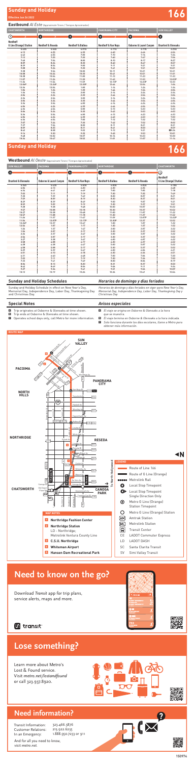# Sunday and Holiday

**Effective Jun 26 2022**

# 166

## Eastbound *Al Este (Approximate Times / Tiempos Aproximados)*

| CHATSWORTH | NORTHRIDGE | | PANORAMA CITY | PACOIMA | SUN VALLEY |
|---|---|---|---|---|---|
| 1 | 2 | 3 | 4 | 5 | 6 |
| Nordhoff & G Line (Orange) Station | Nordhoff & Reseda | Nordhoff & Balboa | Nordhoff & Van Nuys | Osborne & Laurel Canyon | Branford & Glenoaks |
| 5:53A | 5:56A | 6:01A | 6:11A | 6:17A | 6:25A |
| 6:12 | 6:25 | 6:30 | 6:40 | 6:46 | 6:54 |
| 6:42 | 6:55 | 7:00 | 7:10 | 7:16 | 7:24 |
| 7:12 | 7:25 | 7:30 | 7:40 | 7:47 | 7:55 |
| 7:40 | 7:54 | 8:00 | 8:10 | 8:17 | 8:27 |
| 8:08 | 8:24 | 8:30 | 8:40 | 8:47 | 8:57 |
| 8:37 | 8:54 | 9:00 | 9:11 | 9:21 | 9:31 |
| 9:08 | 9:24 | 9:30 | 9:41 | 9:51 | 10:01 |
| 9:38 | 9:54 | 10:00 | 10:11 | 10:21 | 10:31 |
| 10:08 | 10:24 | 10:30 | 10:41 | 10:51 | 11:01 |
| 10:38 | 10:54 | 11:00 | 11:12 | 11:23 | 11:33 |
| 11:07 | 11:24 | 11:30 | 11:42 | 11:53 | 12:03P |
| 11:36 | 11:54 | 12:00P | 12:12P | 12:23P | 12:33 |
| 12:06P | 12:24P | 12:30 | 12:44 | 12:54 | 1:04 |
| 12:36 | 12:54 | 1:00 | 1:14 | 1:24 | 1:34 |
| 1:06 | 1:24 | 1:30 | 1:44 | 1:54 | 2:04 |
| 1:36 | 1:54 | 2:00 | 2:14 | 2:24 | 2:34 |
| 2:06 | 2:24 | 2:30 | 2:44 | 2:54 | 3:04 |
| 2:36 | 2:54 | 3:00 | 3:14 | 3:24 | 3:34 |
| 3:06 | 3:24 | 3:30 | 3:44 | 3:54 | 4:04 |
| 3:36 | 3:54 | 4:00 | 4:14 | 4:24 | 4:34 |
| 4:06 | 4:24 | 4:30 | 4:44 | 4:54 | 5:04 |
| 4:36 | 4:54 | 5:00 | 5:13 | 5:23 | 5:33 |
| 5:06 | 5:24 | 5:30 | 5:43 | 5:53 | 6:03 |
| 5:36 | 5:54 | 6:00 | 6:13 | 6:23 | 6:33 |
| 6:06 | 6:24 | 6:30 | 6:43 | 6:53 | 7:03 |
| 6:36 | 6:54 | 7:00 | 7:12 | 7:22 | 7:32 |
| 7:07 | 7:24 | 7:30 | 7:42 | 7:52 | 8:02 |
| 7:37 | 7:54 | 8:00 | 8:11 | 8:21 | 8:31 |
| 8:07 | 8:25 | 8:31 | 8:41 | 8:50 | 8:59 |
| 8:42 | 8:58 | 9:03 | 9:13 | 9:21 | B9:26 |
| 9:16 | 9:30 | 9:35 | 9:45 | 9:53 | 10:01 |
| 9:48 | 10:02 | 10:07 | 10:16 | 10:22 | 10:30 |
| 10:34 | 10:47 | 10:52 | 11:01 | 11:07 | 11:14 |

# Sunday and Holiday

# 166

## Westbound *Al Oeste (Approximate Times / Tiempos Aproximados)*

| SUN VALLEY | PACOIMA | PANORAMA CITY | NORTHRIDGE | | CHATSWORTH |
|---|---|---|---|---|---|
| 6 | 5 | 4 | 3 | 2 | 1 |
| Branford & Glenoaks | Osborne & Laurel Canyon | Nordhoff & Van Nuys | Nordhoff & Balboa | Nordhoff & Reseda | Nordhoff & G Line (Orange) Station |
| 5:36A | 5:43A | 5:50A | 6:00A | 6:05A | 6:18A |
| 6:06 | 6:13 | 6:20 | 6:30 | 6:35 | 6:48 |
| 6:34 | 6:41 | 6:49 | 7:00 | 7:05 | 7:18 |
| 7:03 | 7:11 | 7:19 | 7:30 | 7:35 | 7:49 |
| 7:30 | 7:39 | 7:49 | 8:00 | 8:07 | 8:21 |
| 7:59 | 8:09 | 8:19 | 8:30 | 8:37 | 8:51 |
| 8:29 | 8:39 | 8:49 | 9:00 | 9:07 | 9:21 |
| 8:59 | 9:09 | 9:19 | 9:30 | 9:37 | 9:51 |
| 9:28 | 9:38 | 9:49 | 10:00 | 10:07 | 10:22 |
| 9:57 | 10:08 | 10:18 | 10:30 | 10:37 | 10:52 |
| 10:27 | 10:38 | 10:48 | 11:00 | 11:07 | 11:22 |
| 10:57 | 11:08 | 11:18 | 11:30 | 11:37 | 11:52 |
| 11:26 | 11:37 | 11:47 | 11:59 | 12:07P | 12:22P |
| 11:56 | 12:07P | 12:17P | 12:30P | 12:37 | 12:52 |
| 12:26P | 12:37 | 12:47 | 1:00 | 1:07 | 1:22 |
| 12:56 | 1:07 | 1:17 | 1:30 | 1:37 | 1:52 |
| 1:26 | 1:37 | 1:47 | 2:00 | 2:07 | 2:22 |
| 1:56 | 2:07 | 2:17 | 2:30 | 2:37 | 2:52 |
| 2:26 | 2:37 | 2:47 | 3:00 | 3:07 | 3:22 |
| 2:56 | 3:07 | 3:17 | 3:30 | 3:37 | 3:52 |
| 3:27 | 3:38 | 3:47 | 4:00 | 4:07 | 4:22 |
| 3:58 | 4:08 | 4:17 | 4:30 | 4:37 | 4:52 |
| 4:28 | 4:38 | 4:47 | 5:00 | 5:07 | 5:22 |
| 4:58 | 5:08 | 5:17 | 5:30 | 5:37 | 5:52 |
| 5:29 | 5:39 | 5:47 | 6:00 | 6:06 | 6:21 |
| 6:01 | 6:10 | 6:18 | 6:30 | 6:36 | 6:51 |
| 6:31 | 6:40 | 6:48 | 7:00 | 7:06 | 7:20 |
| 7:03 | 7:11 | 7:19 | 7:30 | 7:36 | 7:50 |
| 7:33 | 7:41 | 7:49 | 8:00 | 8:06 | 8:19 |
| 8:06 | 8:12 | 8:20 | 8:31 | 8:37 | 8:50 |
| 8:42 | 8:49 | 8:56 | 9:06 | 9:11 | 9:24 |
| 9:27 | 9:34 | 9:41 | 9:51 | 9:56 | 10:09 |
| 10:12 | 10:19 | 10:26 | 10:36 | 10:41 | 10:54 |

## Sunday and Holiday Schedules

Sunday and Holiday Schedule in effect on New Year's Day, Memorial Day, Independence Day, Labor Day, Thanksgiving Day and Christmas Day.

## *Horarios de domingo y días feriados*

*Horarios de domingo y días feriados en vigor para New Year's Day, Memorial Day, Independence Day, Labor Day, Thanksgiving Day y Christmas Day*

## Special Notes

- **A** Trip originates at Osborne & Glenoaks at time shown.
- **B** Trip ends at Osborne & Glenoaks at time shown.
- **C** Operates school days only, call Metro for more information.

## *Avisos especiales*

- **A** *El viaje se origina en Osborne & Glenoaks a la hora que se muestra.*
- **B** *El viaje termina en Osborne & Glenoaks a la hora indicada.*
- **C** *Solo funciona durante los días escolares, llame a Metro para obtener más información.*

## ROUTE MAP

SUN VALLEY
PACOIMA
PANORAMA CITY
NORTH HILLS
NORTHRIDGE
RESEDA
CHATSWORTH
CANOGA PARK
To North Hollywood

### MAP NOTES

1. Northridge Fashion Center
2. Northridge Station — LD - Northridge; Metrolink Ventura County Line
3. C.S.U. Northridge
4. Whiteman Airport
5. Hansen Dam Recreational Park

### LEGEND

- Route of Line 166
- Route of G Line (Orange)
- Metrolink Rail
- Local Stop Timepoint
- Local Stop Timepoint Single Direction Only
- Metro G Line (Orange) Station Timepoint
- Metro G Line (Orange) Station
- AM — Amtrak Station
- ML — Metrolink Station
- Transit Center
- CE — LADOT Commuter Express
- LD — LADOT DASH
- SC — Santa Clarita Transit
- SV — Simi Valley Transit

# Need to know on the go?

Download *Transit* app for trip plans, service alerts, maps and more.

transit

# Lose something?

Learn more about Metro's Lost & Found service. Visit *metro.net/lostandfound* or call 323.937.8920.

# Need information?

Transit Information: 323.466.3876
Customer Relations: 213.922.6235
In an Emergency: 1.888.950.7233 or 911

And for all you need to know, visit *metro.net*.

150974